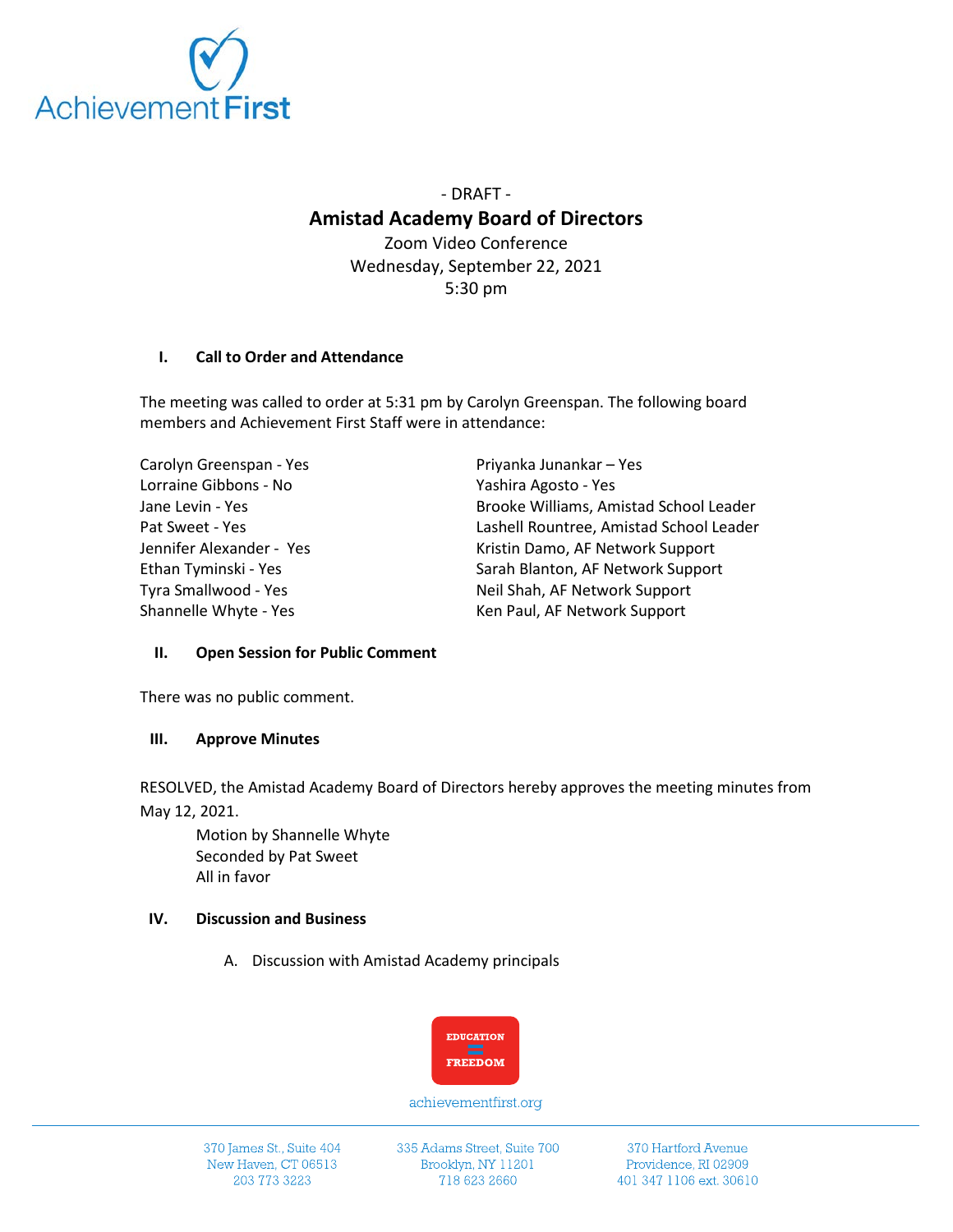- DRAFT -

# Amistad Academy Board of Directors

Zoom Video Conference
Wednesday, September 22, 2021
5:30 pm

## I. Call to Order and Attendance

The meeting was called to order at 5:31 pm by Carolyn Greenspan. The following board members and Achievement First Staff were in attendance:

Carolyn Greenspan - Yes
Lorraine Gibbons - No
Jane Levin - Yes
Pat Sweet - Yes
Jennifer Alexander - Yes
Ethan Tyminski - Yes
Tyra Smallwood - Yes
Shannelle Whyte - Yes
Priyanka Junankar – Yes
Yashira Agosto - Yes
Brooke Williams, Amistad School Leader
Lashell Rountree, Amistad School Leader
Kristin Damo, AF Network Support
Sarah Blanton, AF Network Support
Neil Shah, AF Network Support
Ken Paul, AF Network Support

## II. Open Session for Public Comment

There was no public comment.

## III. Approve Minutes

RESOLVED, the Amistad Academy Board of Directors hereby approves the meeting minutes from May 12, 2021.

Motion by Shannelle Whyte
Seconded by Pat Sweet
All in favor

## IV. Discussion and Business

A. Discussion with Amistad Academy principals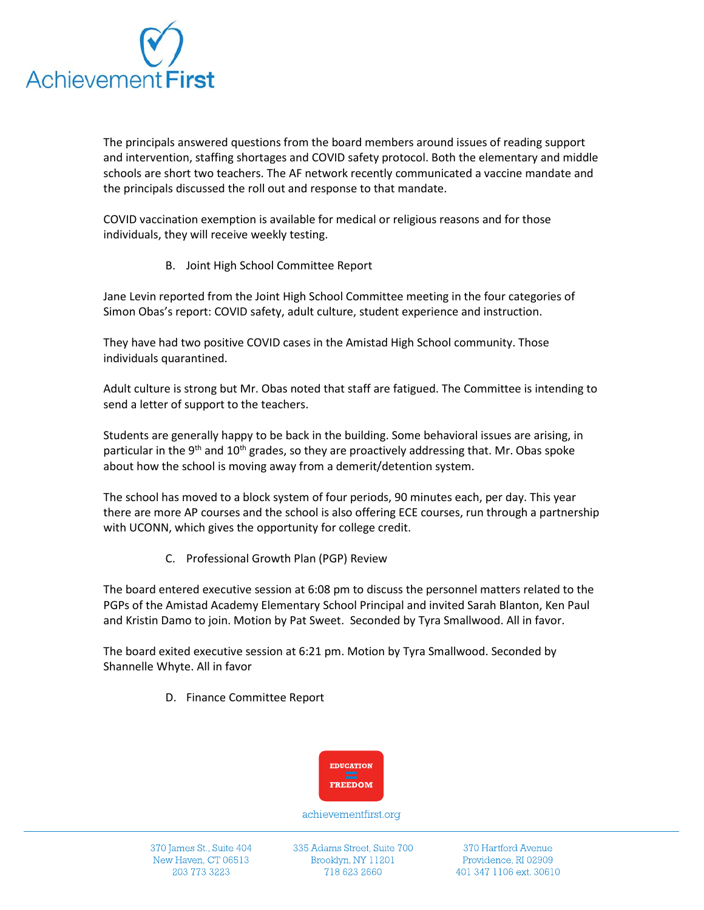The principals answered questions from the board members around issues of reading support and intervention, staffing shortages and COVID safety protocol. Both the elementary and middle schools are short two teachers. The AF network recently communicated a vaccine mandate and the principals discussed the roll out and response to that mandate.

COVID vaccination exemption is available for medical or religious reasons and for those individuals, they will receive weekly testing.

B. Joint High School Committee Report

Jane Levin reported from the Joint High School Committee meeting in the four categories of Simon Obas's report: COVID safety, adult culture, student experience and instruction.

They have had two positive COVID cases in the Amistad High School community. Those individuals quarantined.

Adult culture is strong but Mr. Obas noted that staff are fatigued. The Committee is intending to send a letter of support to the teachers.

Students are generally happy to be back in the building. Some behavioral issues are arising, in particular in the 9th and 10th grades, so they are proactively addressing that. Mr. Obas spoke about how the school is moving away from a demerit/detention system.

The school has moved to a block system of four periods, 90 minutes each, per day. This year there are more AP courses and the school is also offering ECE courses, run through a partnership with UCONN, which gives the opportunity for college credit.

C. Professional Growth Plan (PGP) Review

The board entered executive session at 6:08 pm to discuss the personnel matters related to the PGPs of the Amistad Academy Elementary School Principal and invited Sarah Blanton, Ken Paul and Kristin Damo to join. Motion by Pat Sweet. Seconded by Tyra Smallwood. All in favor.

The board exited executive session at 6:21 pm. Motion by Tyra Smallwood. Seconded by Shannelle Whyte. All in favor

D. Finance Committee Report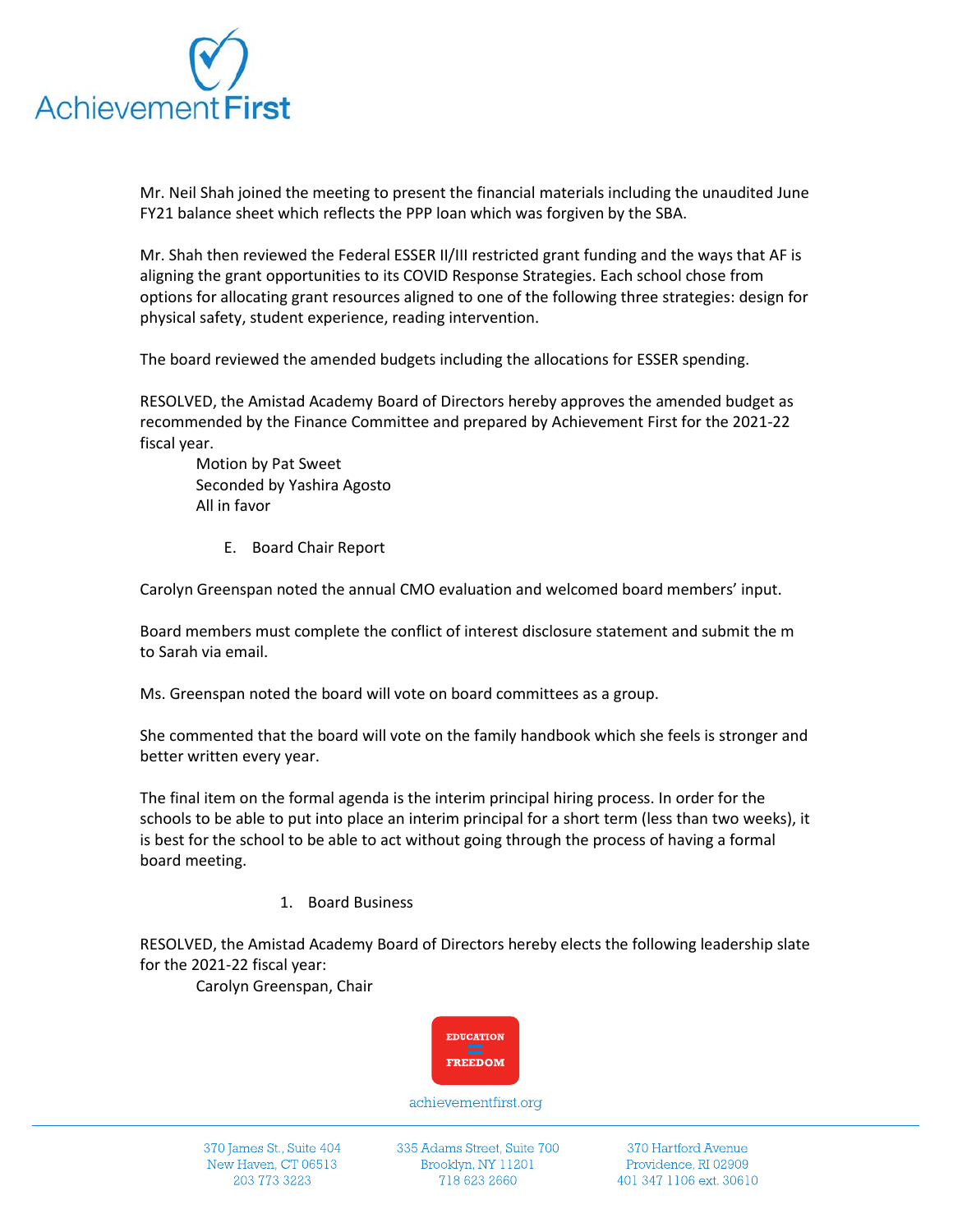Mr. Neil Shah joined the meeting to present the financial materials including the unaudited June FY21 balance sheet which reflects the PPP loan which was forgiven by the SBA.

Mr. Shah then reviewed the Federal ESSER II/III restricted grant funding and the ways that AF is aligning the grant opportunities to its COVID Response Strategies. Each school chose from options for allocating grant resources aligned to one of the following three strategies: design for physical safety, student experience, reading intervention.

The board reviewed the amended budgets including the allocations for ESSER spending.

RESOLVED, the Amistad Academy Board of Directors hereby approves the amended budget as recommended by the Finance Committee and prepared by Achievement First for the 2021-22 fiscal year.

Motion by Pat Sweet
Seconded by Yashira Agosto
All in favor

E. Board Chair Report

Carolyn Greenspan noted the annual CMO evaluation and welcomed board members' input.

Board members must complete the conflict of interest disclosure statement and submit the m to Sarah via email.

Ms. Greenspan noted the board will vote on board committees as a group.

She commented that the board will vote on the family handbook which she feels is stronger and better written every year.

The final item on the formal agenda is the interim principal hiring process. In order for the schools to be able to put into place an interim principal for a short term (less than two weeks), it is best for the school to be able to act without going through the process of having a formal board meeting.

1. Board Business

RESOLVED, the Amistad Academy Board of Directors hereby elects the following leadership slate for the 2021-22 fiscal year:

Carolyn Greenspan, Chair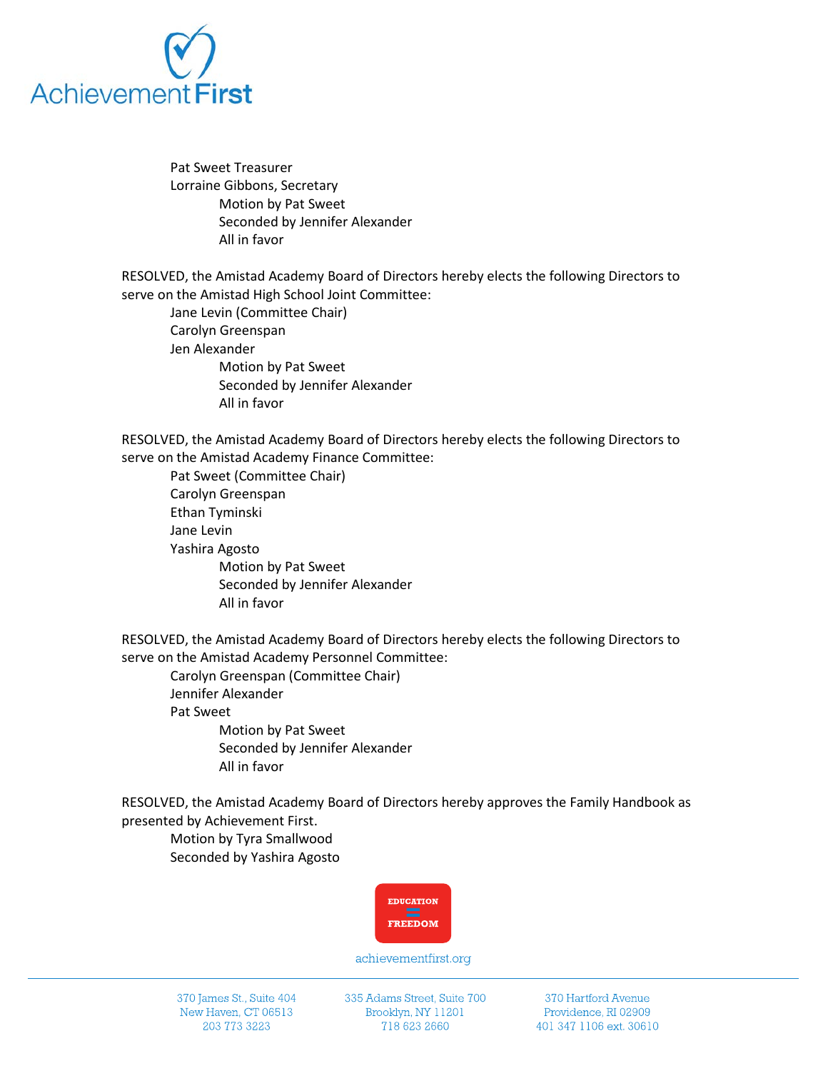Pat Sweet Treasurer
Lorraine Gibbons, Secretary

Motion by Pat Sweet
Seconded by Jennifer Alexander
All in favor

RESOLVED, the Amistad Academy Board of Directors hereby elects the following Directors to serve on the Amistad High School Joint Committee:

Jane Levin (Committee Chair)
Carolyn Greenspan
Jen Alexander

Motion by Pat Sweet
Seconded by Jennifer Alexander
All in favor

RESOLVED, the Amistad Academy Board of Directors hereby elects the following Directors to serve on the Amistad Academy Finance Committee:

Pat Sweet (Committee Chair)
Carolyn Greenspan
Ethan Tyminski
Jane Levin
Yashira Agosto

Motion by Pat Sweet
Seconded by Jennifer Alexander
All in favor

RESOLVED, the Amistad Academy Board of Directors hereby elects the following Directors to serve on the Amistad Academy Personnel Committee:

Carolyn Greenspan (Committee Chair)
Jennifer Alexander
Pat Sweet

Motion by Pat Sweet
Seconded by Jennifer Alexander
All in favor

RESOLVED, the Amistad Academy Board of Directors hereby approves the Family Handbook as presented by Achievement First.

Motion by Tyra Smallwood
Seconded by Yashira Agosto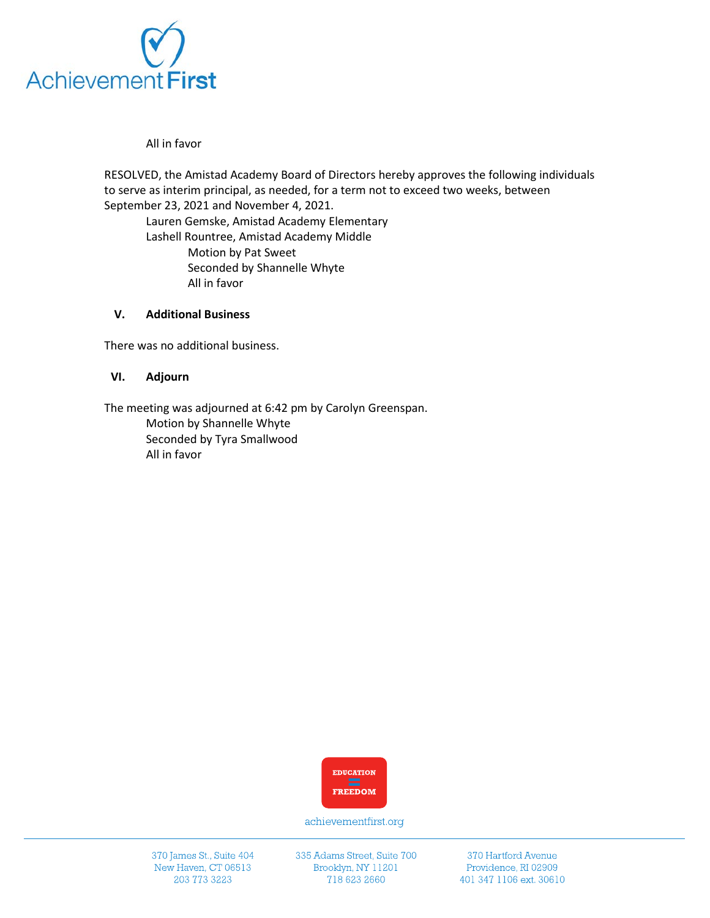All in favor

RESOLVED, the Amistad Academy Board of Directors hereby approves the following individuals to serve as interim principal, as needed, for a term not to exceed two weeks, between September 23, 2021 and November 4, 2021.

Lauren Gemske, Amistad Academy Elementary
Lashell Rountree, Amistad Academy Middle

Motion by Pat Sweet
Seconded by Shannelle Whyte
All in favor

## V. Additional Business

There was no additional business.

## VI. Adjourn

The meeting was adjourned at 6:42 pm by Carolyn Greenspan.

Motion by Shannelle Whyte
Seconded by Tyra Smallwood
All in favor